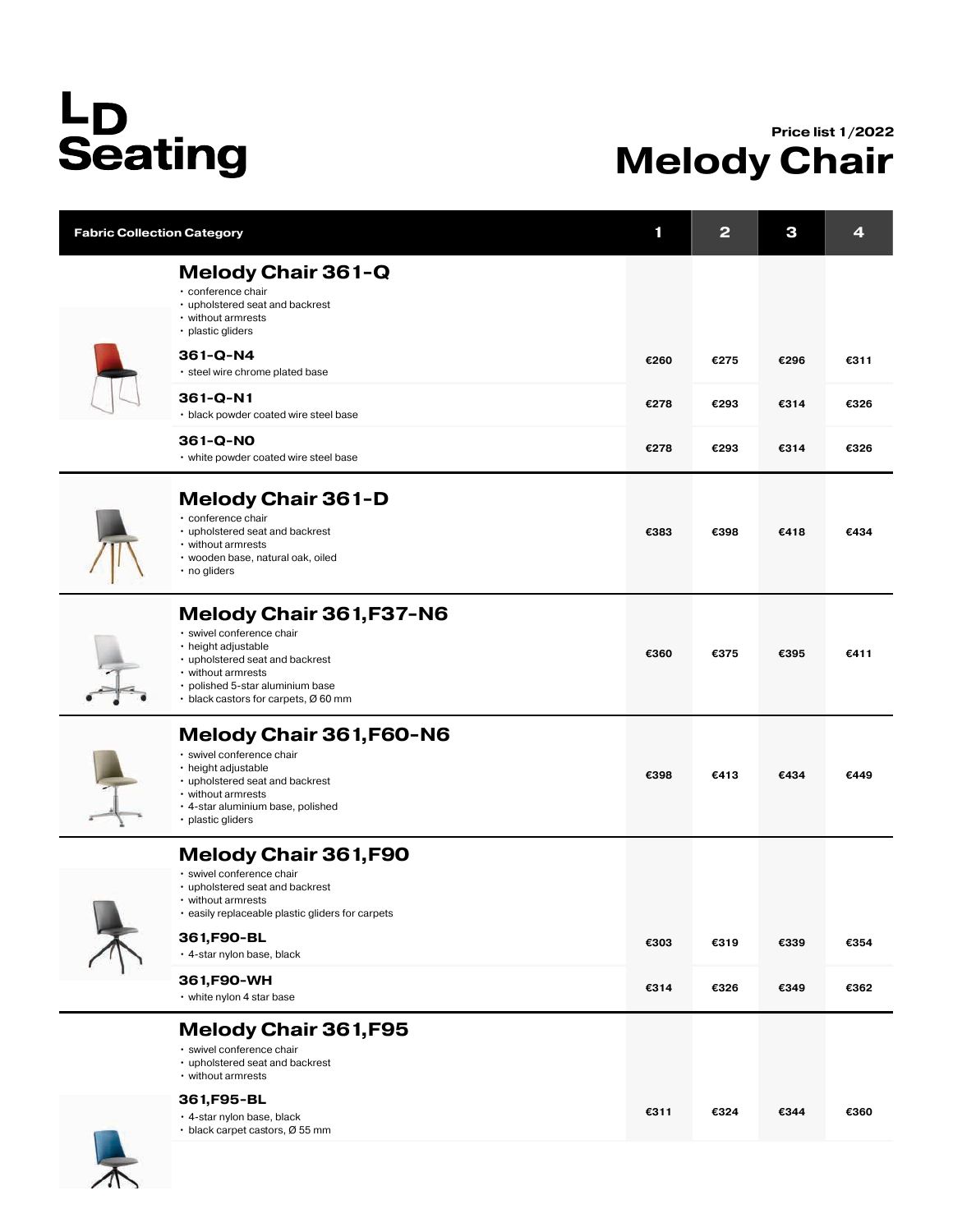# LD Seating

**Price list 1/2022**

# Melody Chair

| Fabric Collection Category | 1 | 2 | 3 | 4 |
|---|---|---|---|---|
| **Melody Chair 361-Q**<br>• conference chair<br>• upholstered seat and backrest<br>• without armrests<br>• plastic gliders | | | | |
| **361-Q-N4**<br>• steel wire chrome plated base | €260 | €275 | €296 | €311 |
| **361-Q-N1**<br>• black powder coated wire steel base | €278 | €293 | €314 | €326 |
| **361-Q-N0**<br>• white powder coated wire steel base | €278 | €293 | €314 | €326 |
| **Melody Chair 361-D**<br>• conference chair<br>• upholstered seat and backrest<br>• without armrests<br>• wooden base, natural oak, oiled<br>• no gliders | €383 | €398 | €418 | €434 |
| **Melody Chair 361,F37-N6**<br>• swivel conference chair<br>• height adjustable<br>• upholstered seat and backrest<br>• without armrests<br>• polished 5-star aluminium base<br>• black castors for carpets, Ø 60 mm | €360 | €375 | €395 | €411 |
| **Melody Chair 361,F60-N6**<br>• swivel conference chair<br>• height adjustable<br>• upholstered seat and backrest<br>• without armrests<br>• 4-star aluminium base, polished<br>• plastic gliders | €398 | €413 | €434 | €449 |
| **Melody Chair 361,F90**<br>• swivel conference chair<br>• upholstered seat and backrest<br>• without armrests<br>• easily replaceable plastic gliders for carpets | | | | |
| **361,F90-BL**<br>• 4-star nylon base, black | €303 | €319 | €339 | €354 |
| **361,F90-WH**<br>• white nylon 4 star base | €314 | €326 | €349 | €362 |
| **Melody Chair 361,F95**<br>• swivel conference chair<br>• upholstered seat and backrest<br>• without armrests | | | | |
| **361,F95-BL**<br>• 4-star nylon base, black<br>• black carpet castors, Ø 55 mm | €311 | €324 | €344 | €360 |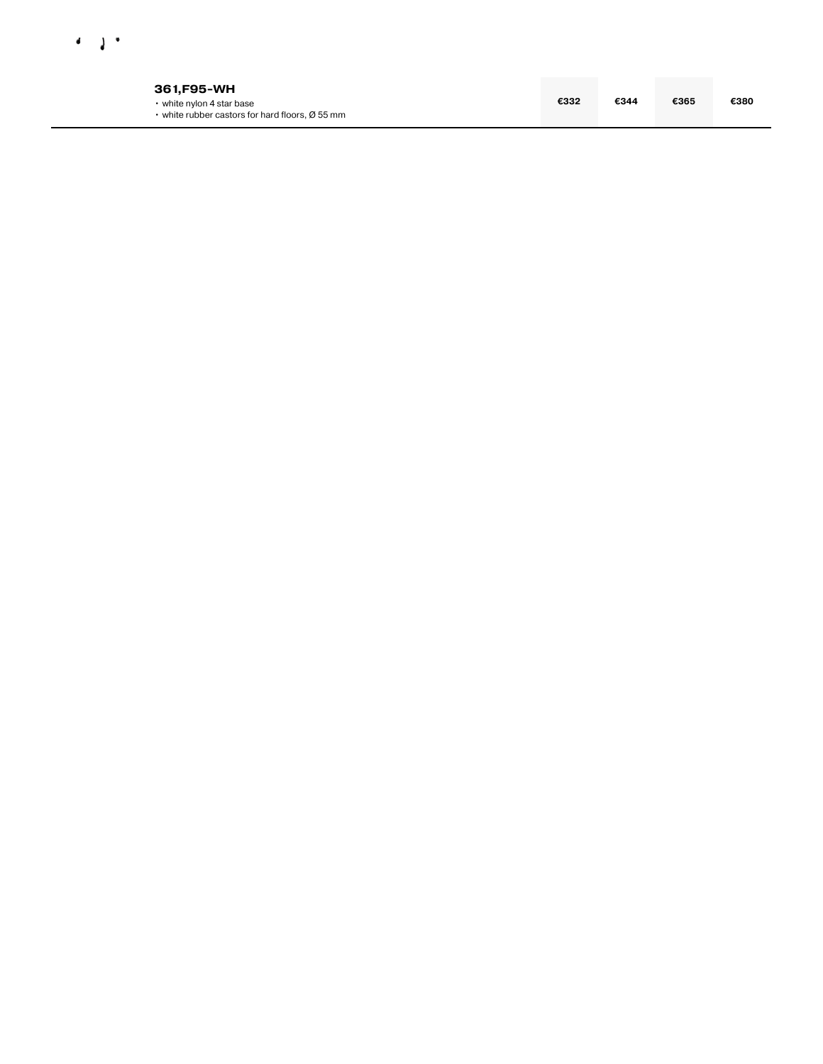| | | | | |
|---|---|---|---|---|
| **361,F95-WH**<br>• white nylon 4 star base<br>• white rubber castors for hard floors, Ø 55 mm | **€332** | **€344** | **€365** | **€380** |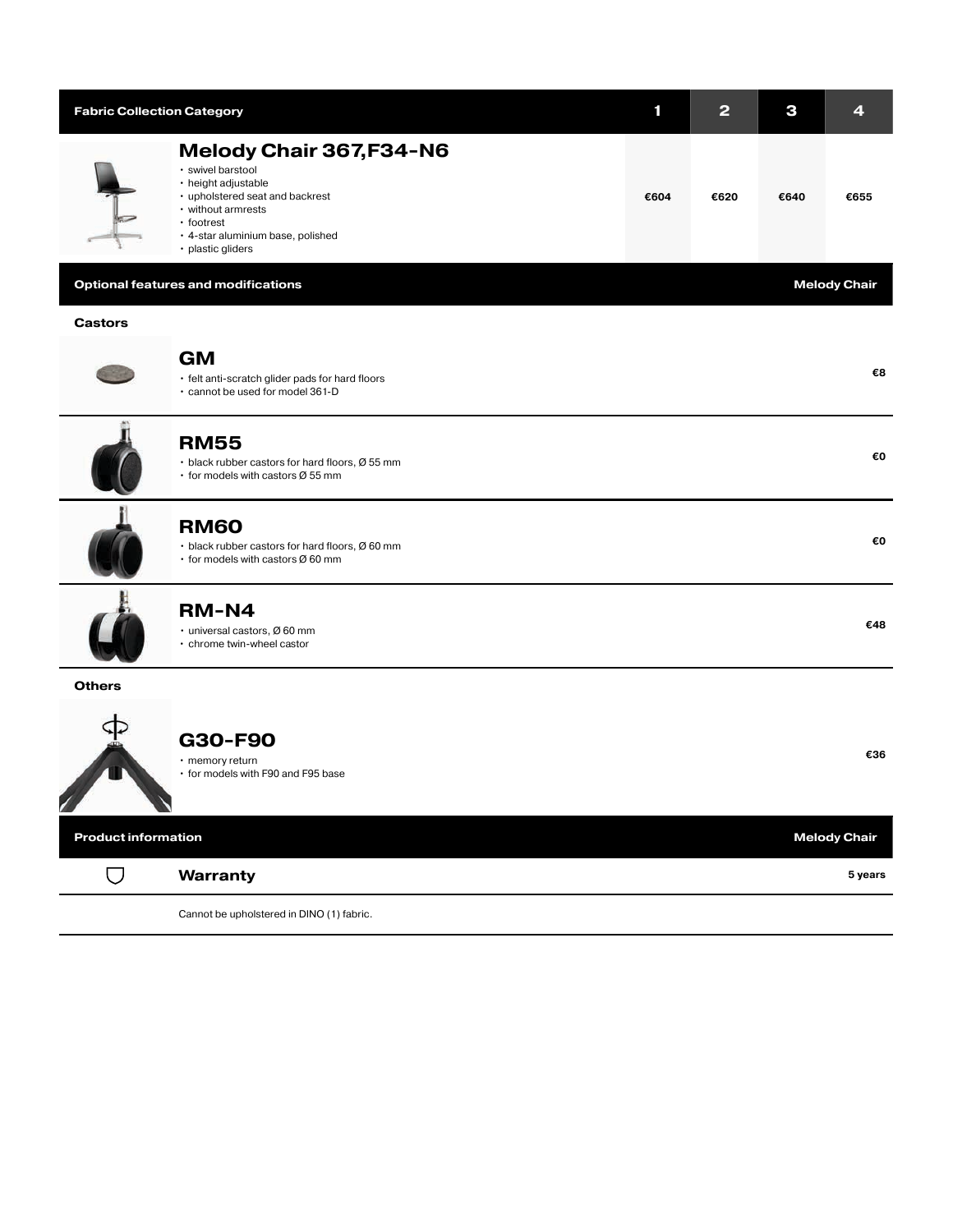| Fabric Collection Category | 1 | 2 | 3 | 4 |
|---|---|---|---|---|
| **Melody Chair 367,F34-N6**<br>• swivel barstool<br>• height adjustable<br>• upholstered seat and backrest<br>• without armrests<br>• footrest<br>• 4-star aluminium base, polished<br>• plastic gliders | €604 | €620 | €640 | €655 |

| Optional features and modifications | Melody Chair |
|---|---|
| **Castors** | |
| **GM**<br>• felt anti-scratch glider pads for hard floors<br>• cannot be used for model 361-D | €8 |
| **RM55**<br>• black rubber castors for hard floors, Ø 55 mm<br>• for models with castors Ø 55 mm | €0 |
| **RM60**<br>• black rubber castors for hard floors, Ø 60 mm<br>• for models with castors Ø 60 mm | €0 |
| **RM-N4**<br>• universal castors, Ø 60 mm<br>• chrome twin-wheel castor | €48 |
| **Others** | |
| **G30-F90**<br>• memory return<br>• for models with F90 and F95 base | €36 |

| Product information | Melody Chair |
|---|---|
| **Warranty** | 5 years |
| Cannot be upholstered in DINO (1) fabric. | |